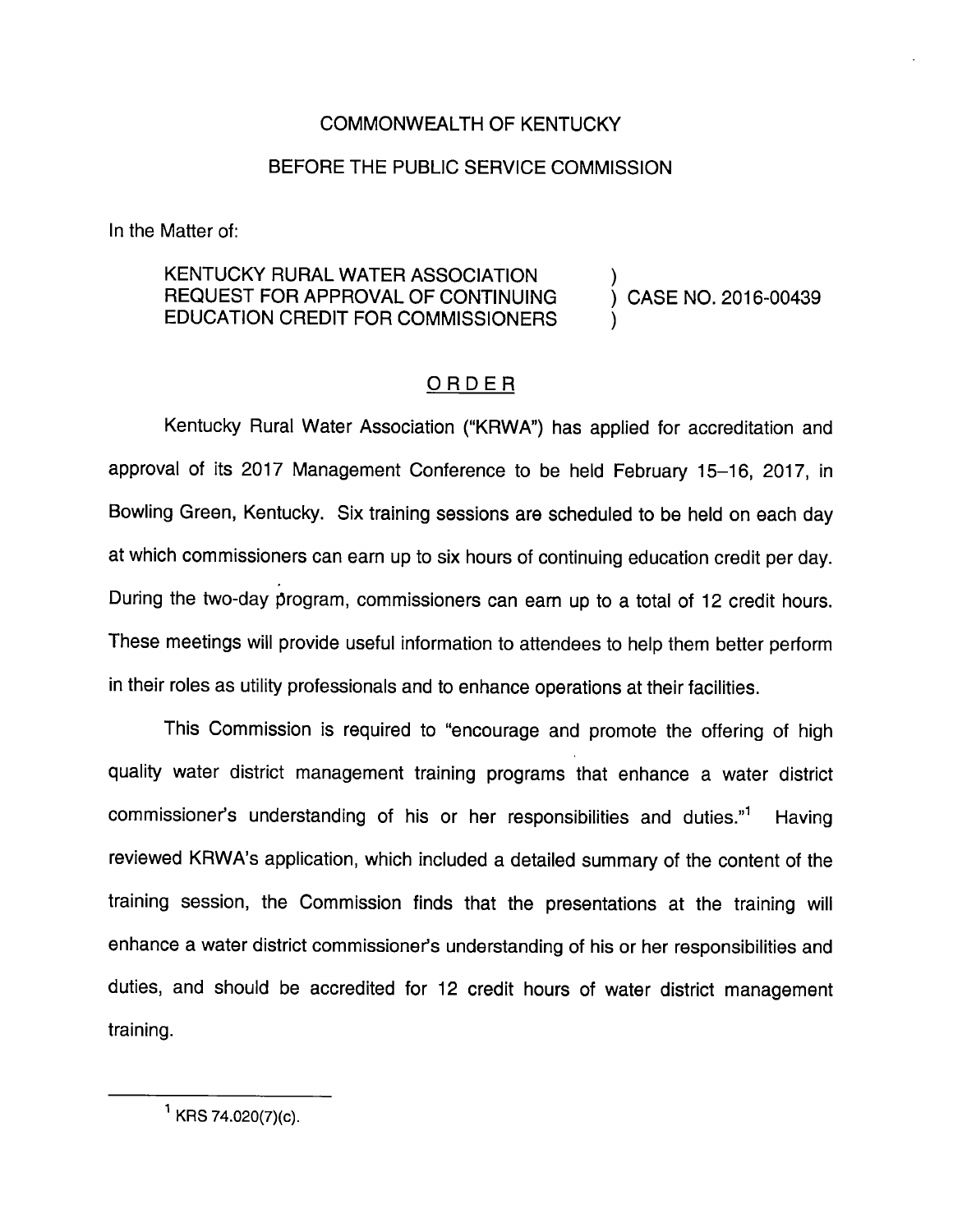COMMONWEALTH OF KENTUCKY

BEFORE THE PUBLIC SERVICE COMMISSION

In the Matter of:

KENTUCKY RURAL WATER ASSOCIATION REQUEST FOR APPROVAL OF CONTINUING EDUCATION CREDIT FOR COMMISSIONERS ) CASE NO. 2016-00439

ORDER

Kentucky Rural Water Association ("KRWA") has applied for accreditation and approval of its 2017 Management Conference to be held February 15–16, 2017, in Bowling Green, Kentucky. Six training sessions are scheduled to be held on each day at which commissioners can earn up to six hours of continuing education credit per day. During the two-day program, commissioners can earn up to a total of 12 credit hours. These meetings will provide useful information to attendees to help them better perform in their roles as utility professionals and to enhance operations at their facilities.

This Commission is required to "encourage and promote the offering of high quality water district management training programs that enhance a water district commissioner's understanding of his or her responsibilities and duties."[1] Having reviewed KRWA's application, which included a detailed summary of the content of the training session, the Commission finds that the presentations at the training will enhance a water district commissioner's understanding of his or her responsibilities and duties, and should be accredited for 12 credit hours of water district management training.

---

[1] KRS 74.020(7)(c).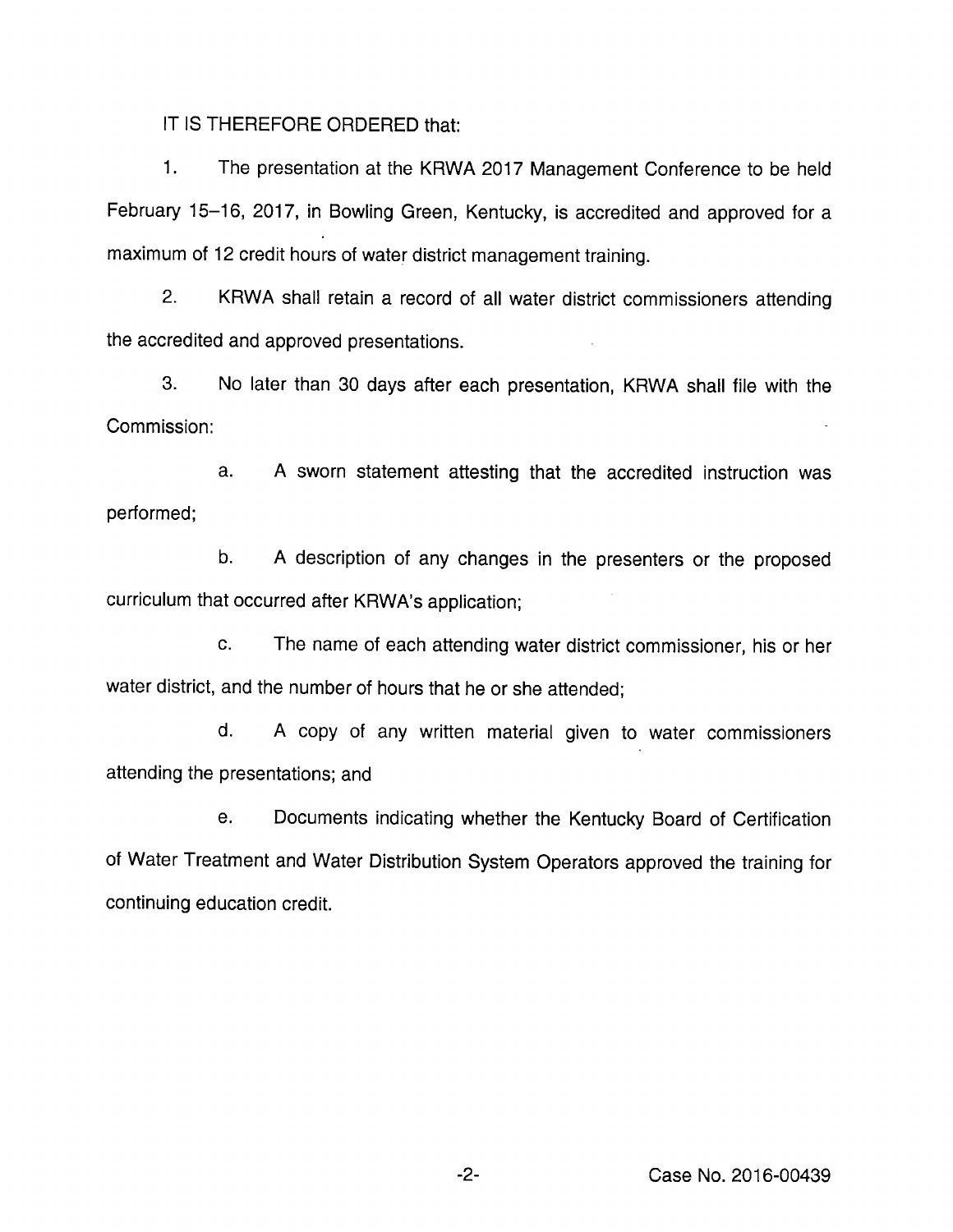IT IS THEREFORE ORDERED that:

1. The presentation at the KRWA 2017 Management Conference to be held February 15–16, 2017, in Bowling Green, Kentucky, is accredited and approved for a maximum of 12 credit hours of water district management training.

2. KRWA shall retain a record of all water district commissioners attending the accredited and approved presentations.

3. No later than 30 days after each presentation, KRWA shall file with the Commission:

   a. A sworn statement attesting that the accredited instruction was performed;

   b. A description of any changes in the presenters or the proposed curriculum that occurred after KRWA's application;

   c. The name of each attending water district commissioner, his or her water district, and the number of hours that he or she attended;

   d. A copy of any written material given to water commissioners attending the presentations; and

   e. Documents indicating whether the Kentucky Board of Certification of Water Treatment and Water Distribution System Operators approved the training for continuing education credit.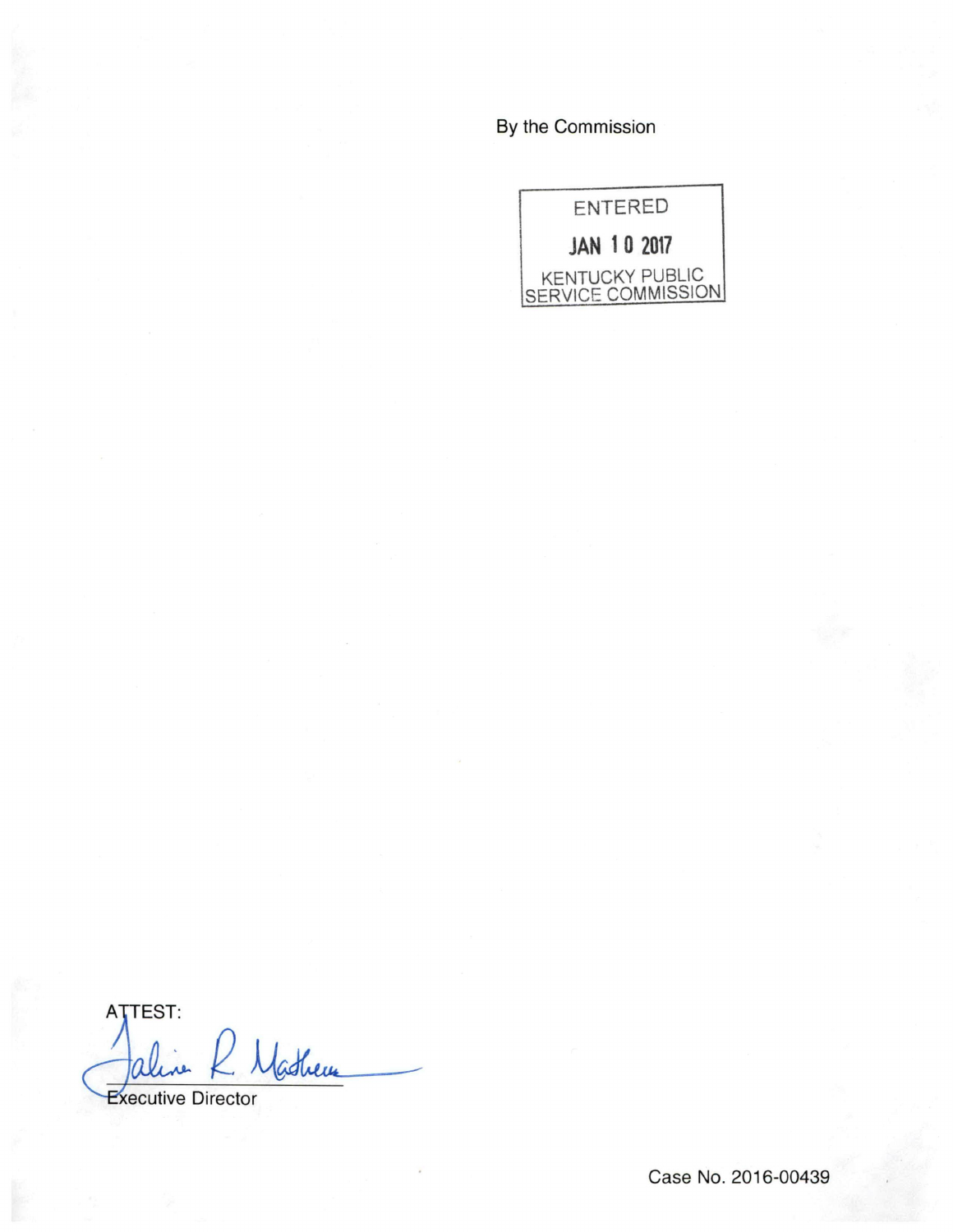By the Commission

ENTERED

JAN 10 2017

KENTUCKY PUBLIC SERVICE COMMISSION

ATTEST:

Executive Director

Case No. 2016-00439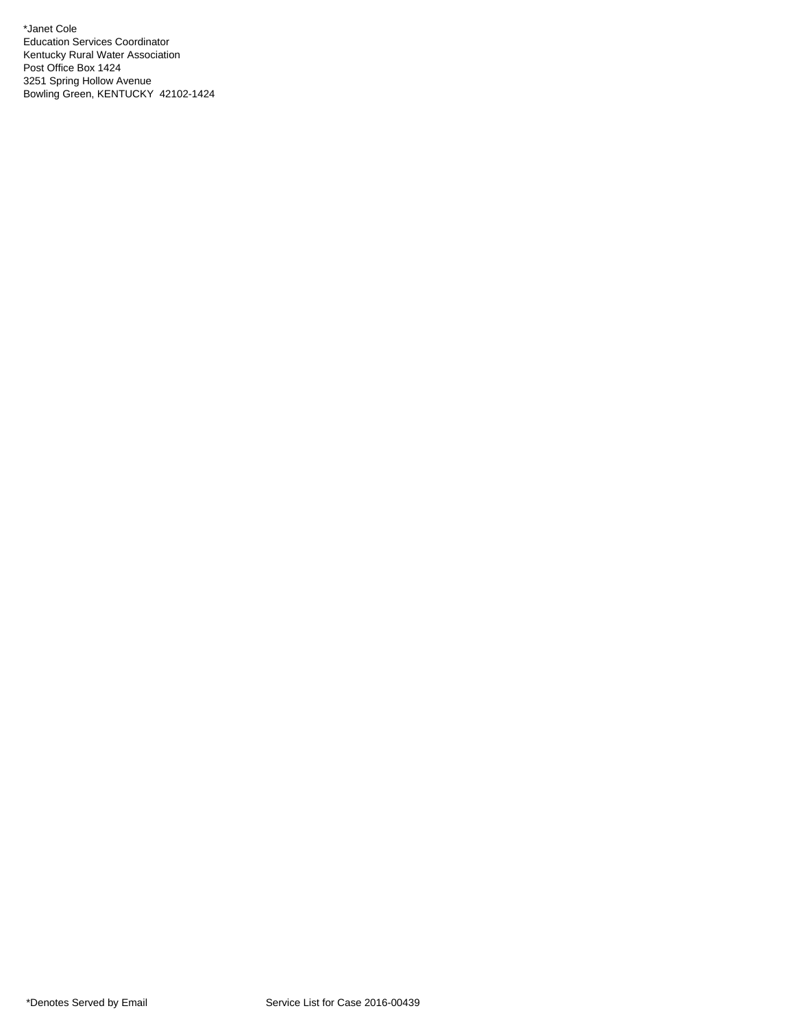*Janet Cole
Education Services Coordinator
Kentucky Rural Water Association
Post Office Box 1424
3251 Spring Hollow Avenue
Bowling Green, KENTUCKY  42102-1424